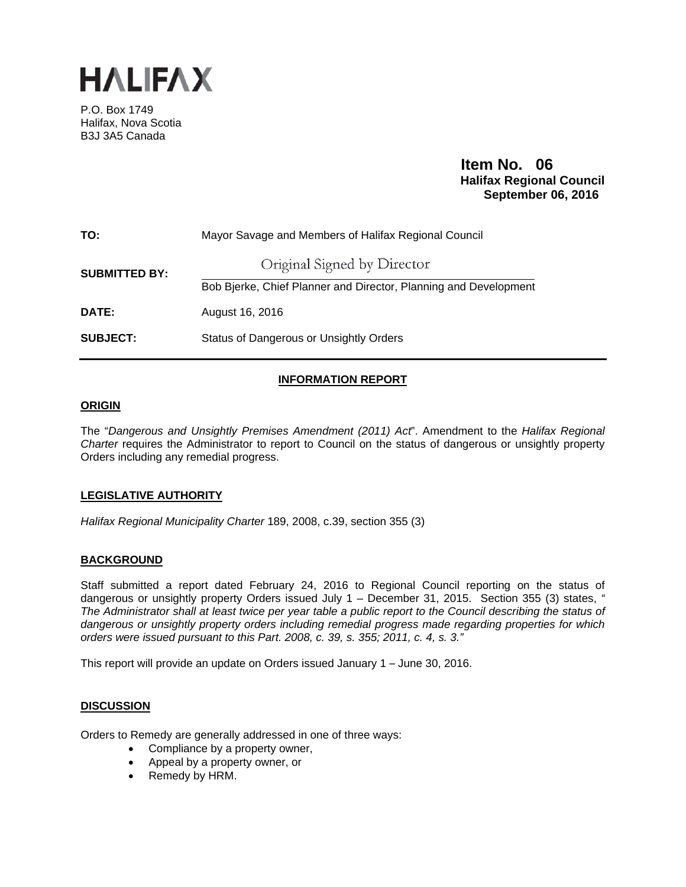# HALIFAX

P.O. Box 1749
Halifax, Nova Scotia
B3J 3A5 Canada

**Item No. 06**
**Halifax Regional Council**
**September 06, 2016**

| | |
|---|---|
| **TO:** | Mayor Savage and Members of Halifax Regional Council |
| **SUBMITTED BY:** | Original Signed by Director<br>Bob Bjerke, Chief Planner and Director, Planning and Development |
| **DATE:** | August 16, 2016 |
| **SUBJECT:** | Status of Dangerous or Unsightly Orders |

## INFORMATION REPORT

### ORIGIN

The "*Dangerous and Unsightly Premises Amendment (2011) Act*". Amendment to the *Halifax Regional Charter* requires the Administrator to report to Council on the status of dangerous or unsightly property Orders including any remedial progress.

### LEGISLATIVE AUTHORITY

*Halifax Regional Municipality Charter* 189, 2008, c.39, section 355 (3)

### BACKGROUND

Staff submitted a report dated February 24, 2016 to Regional Council reporting on the status of dangerous or unsightly property Orders issued July 1 – December 31, 2015. Section 355 (3) states, *" The Administrator shall at least twice per year table a public report to the Council describing the status of dangerous or unsightly property orders including remedial progress made regarding properties for which orders were issued pursuant to this Part. 2008, c. 39, s. 355; 2011, c. 4, s. 3."*

This report will provide an update on Orders issued January 1 – June 30, 2016.

### DISCUSSION

Orders to Remedy are generally addressed in one of three ways:

- Compliance by a property owner,
- Appeal by a property owner, or
- Remedy by HRM.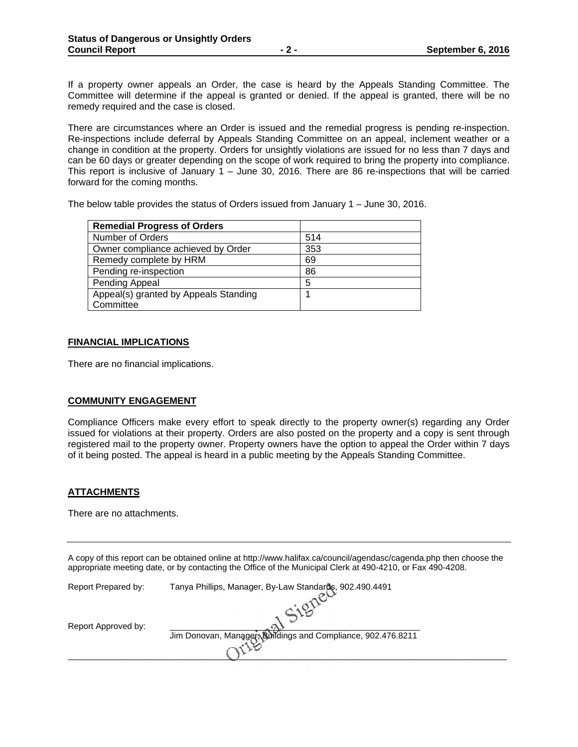If a property owner appeals an Order, the case is heard by the Appeals Standing Committee. The Committee will determine if the appeal is granted or denied. If the appeal is granted, there will be no remedy required and the case is closed.

There are circumstances where an Order is issued and the remedial progress is pending re-inspection. Re-inspections include deferral by Appeals Standing Committee on an appeal, inclement weather or a change in condition at the property. Orders for unsightly violations are issued for no less than 7 days and can be 60 days or greater depending on the scope of work required to bring the property into compliance. This report is inclusive of January 1 – June 30, 2016. There are 86 re-inspections that will be carried forward for the coming months.

The below table provides the status of Orders issued from January 1 – June 30, 2016.

| Remedial Progress of Orders | |
|---|---|
| Number of Orders | 514 |
| Owner compliance achieved by Order | 353 |
| Remedy complete by HRM | 69 |
| Pending re-inspection | 86 |
| Pending Appeal | 5 |
| Appeal(s) granted by Appeals Standing Committee | 1 |

## FINANCIAL IMPLICATIONS

There are no financial implications.

## COMMUNITY ENGAGEMENT

Compliance Officers make every effort to speak directly to the property owner(s) regarding any Order issued for violations at their property. Orders are also posted on the property and a copy is sent through registered mail to the property owner. Property owners have the option to appeal the Order within 7 days of it being posted. The appeal is heard in a public meeting by the Appeals Standing Committee.

## ATTACHMENTS

There are no attachments.

---

A copy of this report can be obtained online at http://www.halifax.ca/council/agendasc/cagenda.php then choose the appropriate meeting date, or by contacting the Office of the Municipal Clerk at 490-4210, or Fax 490-4208.

Report Prepared by: Tanya Phillips, Manager, By-Law Standards, 902.490.4491

Original Signed

Report Approved by: Jim Donovan, Manager, Buildings and Compliance, 902.476.8211